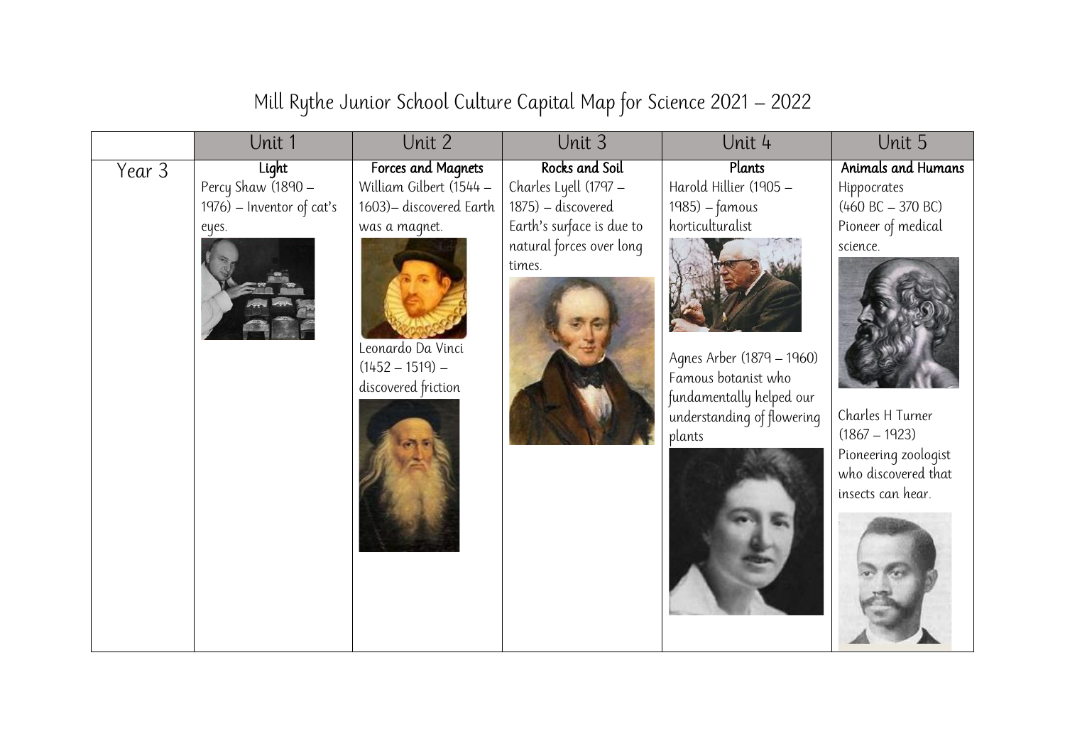# Mill Rythe Junior School Culture Capital Map for Science 2021 – 2022

| | Unit 1 | Unit 2 | Unit 3 | Unit 4 | Unit 5 |
|---|---|---|---|---|---|
| Year 3 | **Light**<br>Percy Shaw (1890 – 1976) – Inventor of cat's eyes. | **Forces and Magnets**<br>William Gilbert (1544 – 1603)– discovered Earth was a magnet.<br><br>Leonardo Da Vinci (1452 – 1519) – discovered friction | **Rocks and Soil**<br>Charles Lyell (1797 – 1875) – discovered Earth's surface is due to natural forces over long times. | **Plants**<br>Harold Hillier (1905 – 1985) – famous horticulturalist<br><br>Agnes Arber (1879 – 1960) Famous botanist who fundamentally helped our understanding of flowering plants | **Animals and Humans**<br>Hippocrates (460 BC – 370 BC) Pioneer of medical science.<br><br>Charles H Turner (1867 – 1923) Pioneering zoologist who discovered that insects can hear. |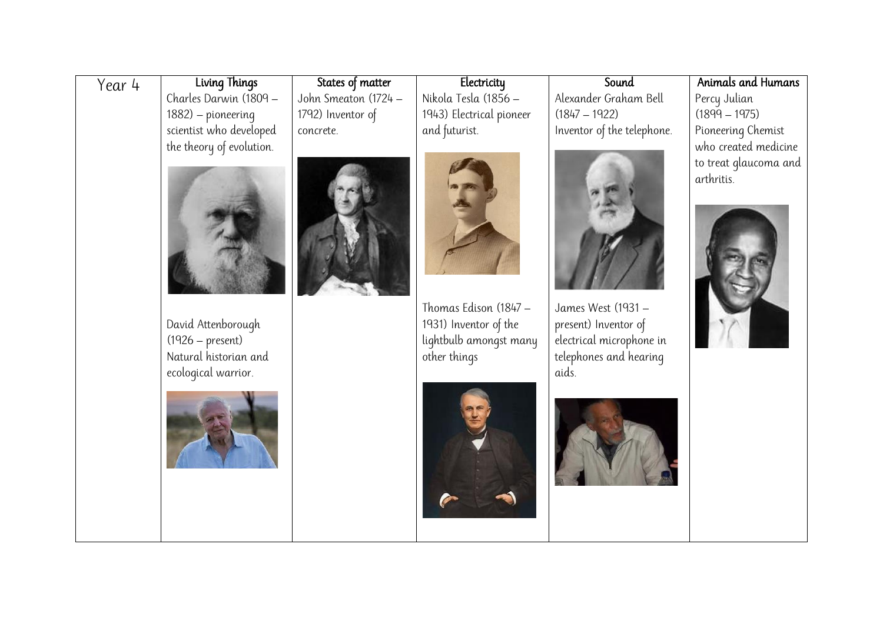| Year 4 | Living Things | States of matter | Electricity | Sound | Animals and Humans |
|---|---|---|---|---|---|
| | Charles Darwin (1809 – 1882) – pioneering scientist who developed the theory of evolution. | John Smeaton (1724 – 1792) Inventor of concrete. | Nikola Tesla (1856 – 1943) Electrical pioneer and futurist. | Alexander Graham Bell (1847 – 1922) Inventor of the telephone. | Percy Julian (1899 – 1975) Pioneering Chemist who created medicine to treat glaucoma and arthritis. |
| | David Attenborough (1926 – present) Natural historian and ecological warrior. | | Thomas Edison (1847 – 1931) Inventor of the lightbulb amongst many other things | James West (1931 – present) Inventor of electrical microphone in telephones and hearing aids. | |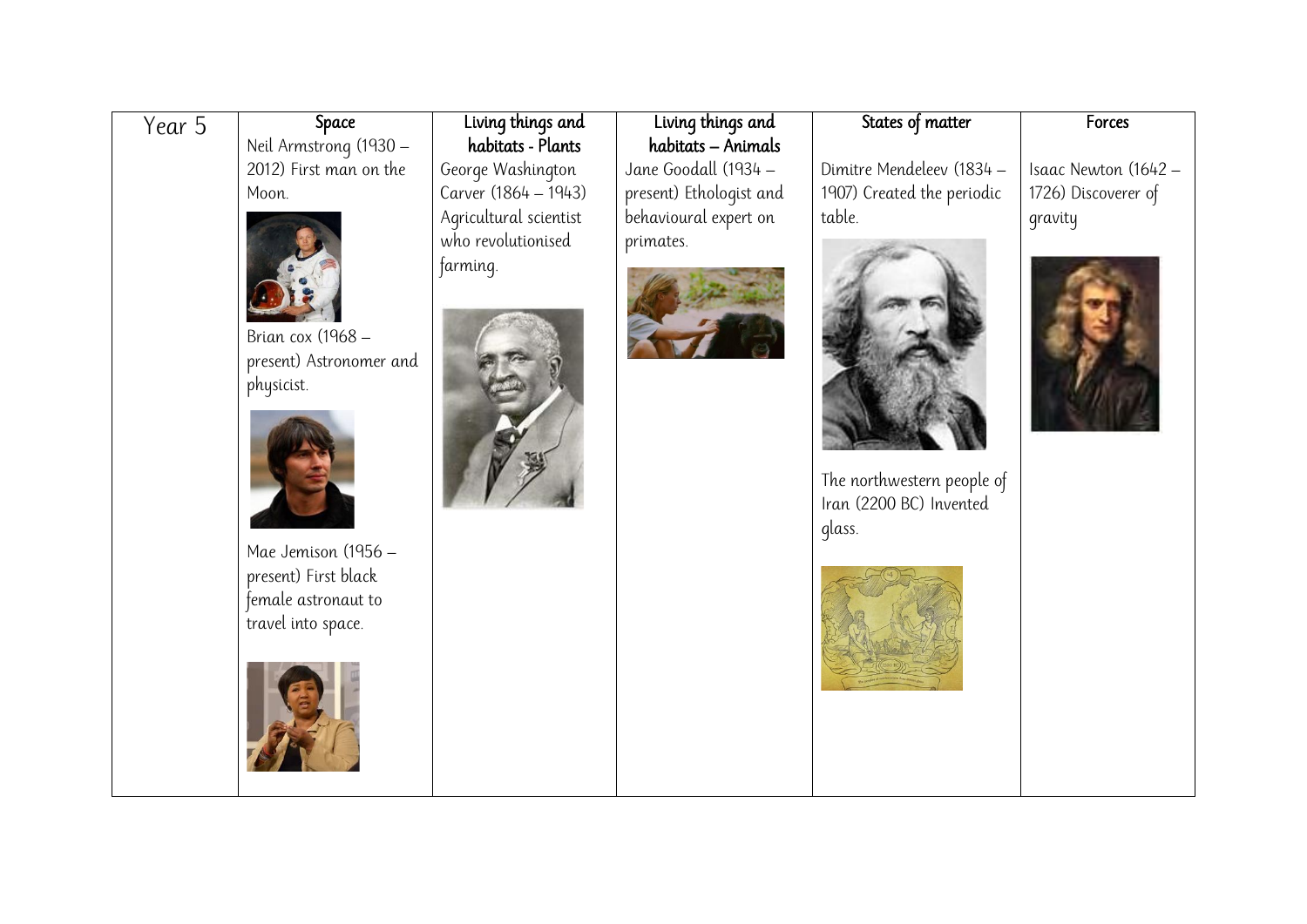| Year 5 | Space | Living things and habitats - Plants | Living things and habitats – Animals | States of matter | Forces |
|---|---|---|---|---|---|
| | Neil Armstrong (1930 – 2012) First man on the Moon.<br><br>Brian cox (1968 – present) Astronomer and physicist.<br><br>Mae Jemison (1956 – present) First black female astronaut to travel into space. | George Washington Carver (1864 – 1943) Agricultural scientist who revolutionised farming. | Jane Goodall (1934 – present) Ethologist and behavioural expert on primates. | Dimitre Mendeleev (1834 – 1907) Created the periodic table.<br><br>The northwestern people of Iran (2200 BC) Invented glass. | Isaac Newton (1642 – 1726) Discoverer of gravity |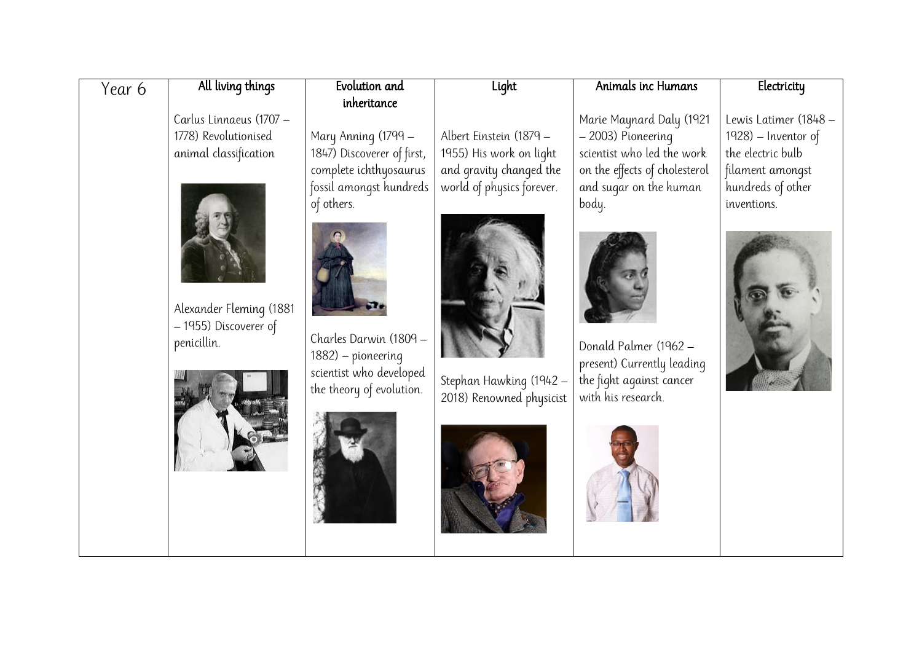| Year 6 | All living things | Evolution and inheritance | Light | Animals inc Humans | Electricity |
|---|---|---|---|---|---|
| | Carlus Linnaeus (1707 – 1778) Revolutionised animal classification | Mary Anning (1799 – 1847) Discoverer of first, complete ichthyosaurus fossil amongst hundreds of others. | Albert Einstein (1879 – 1955) His work on light and gravity changed the world of physics forever. | Marie Maynard Daly (1921 – 2003) Pioneering scientist who led the work on the effects of cholesterol and sugar on the human body. | Lewis Latimer (1848 – 1928) – Inventor of the electric bulb filament amongst hundreds of other inventions. |
| | Alexander Fleming (1881 – 1955) Discoverer of penicillin. | Charles Darwin (1809 – 1882) – pioneering scientist who developed the theory of evolution. | Stephan Hawking (1942 – 2018) Renowned physicist | Donald Palmer (1962 – present) Currently leading the fight against cancer with his research. | |